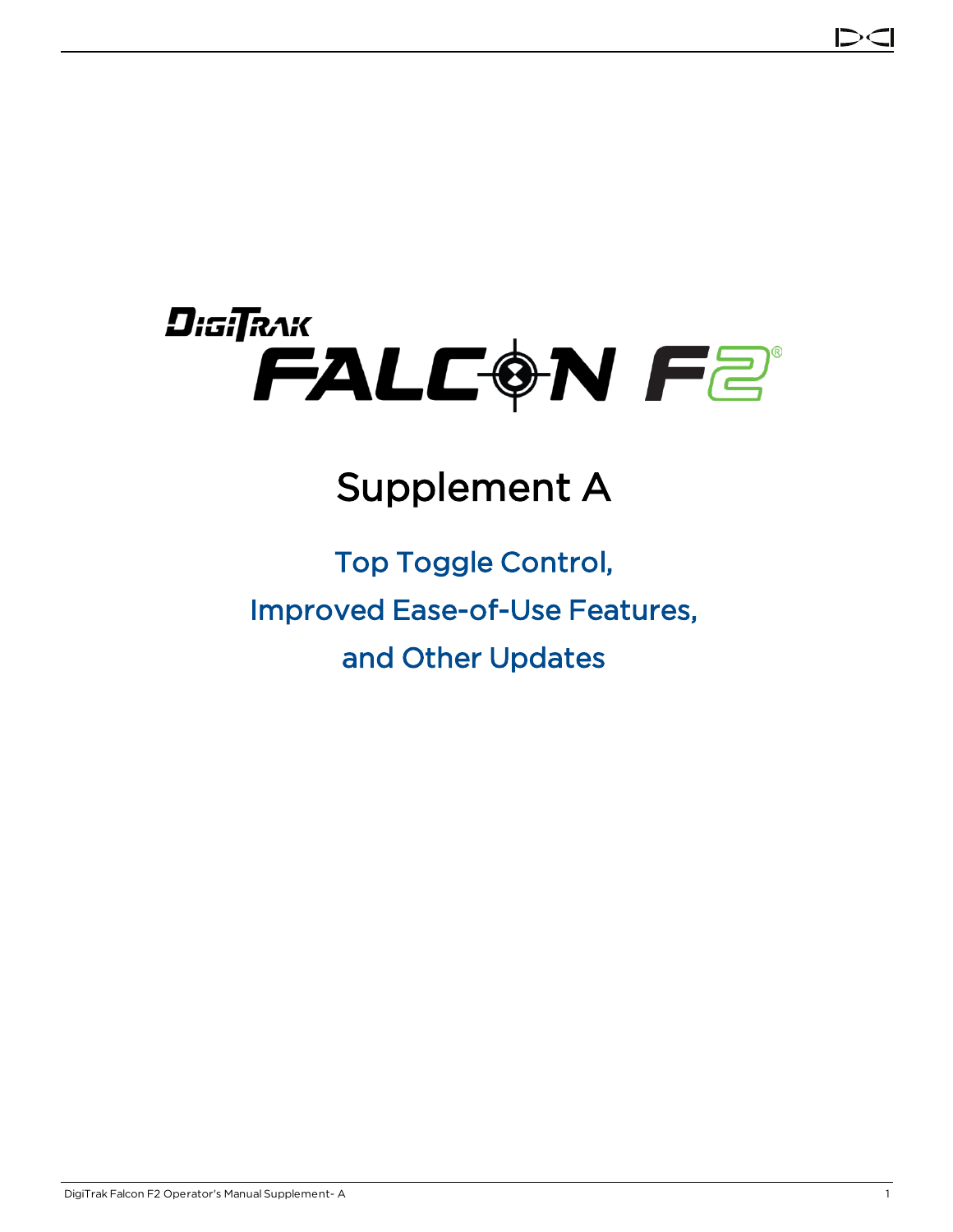# DigiTrak Falcon F2®

# Supplement A

## Top Toggle Control, Improved Ease-of-Use Features, and Other Updates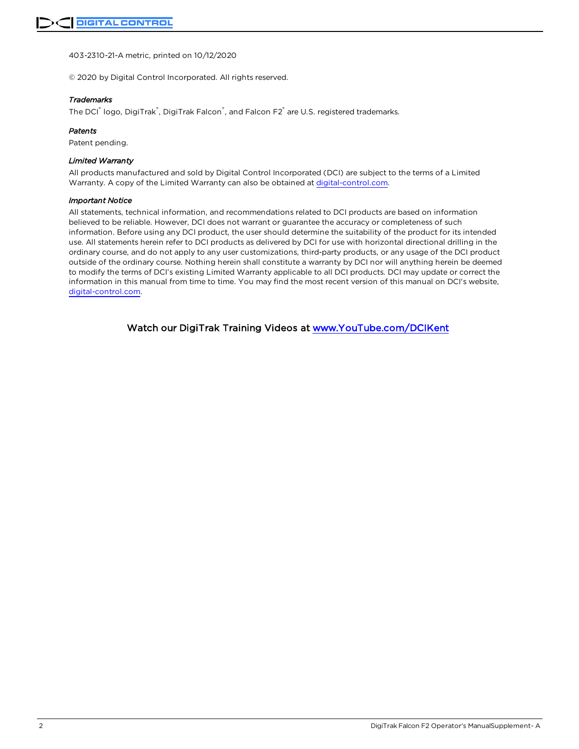403-2310-21-A metric, printed on 10/12/2020

© 2020 by Digital Control Incorporated. All rights reserved.

*Trademarks*

The DCI® logo, DigiTrak®, DigiTrak Falcon®, and Falcon F2® are U.S. registered trademarks.

*Patents*

Patent pending.

*Limited Warranty*

All products manufactured and sold by Digital Control Incorporated (DCI) are subject to the terms of a Limited Warranty. A copy of the Limited Warranty can also be obtained at digital-control.com.

*Important Notice*

All statements, technical information, and recommendations related to DCI products are based on information believed to be reliable. However, DCI does not warrant or guarantee the accuracy or completeness of such information. Before using any DCI product, the user should determine the suitability of the product for its intended use. All statements herein refer to DCI products as delivered by DCI for use with horizontal directional drilling in the ordinary course, and do not apply to any user customizations, third-party products, or any usage of the DCI product outside of the ordinary course. Nothing herein shall constitute a warranty by DCI nor will anything herein be deemed to modify the terms of DCI's existing Limited Warranty applicable to all DCI products. DCI may update or correct the information in this manual from time to time. You may find the most recent version of this manual on DCI's website, digital-control.com.

Watch our DigiTrak Training Videos at www.YouTube.com/DCIKent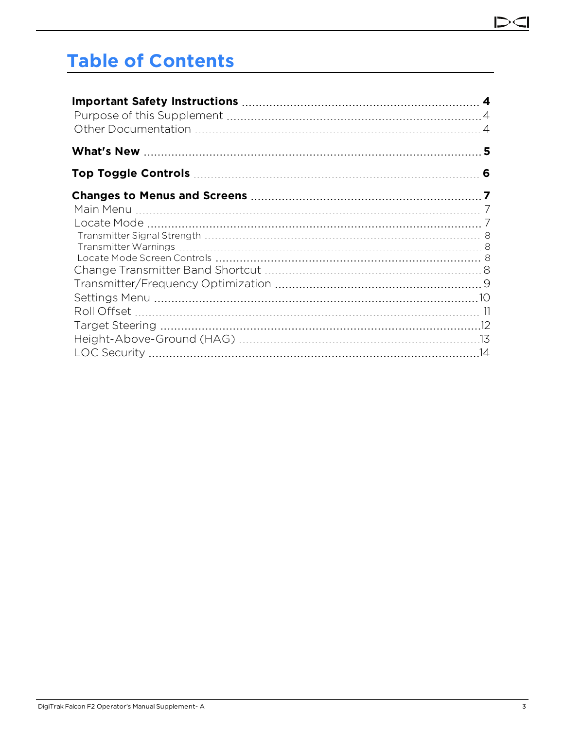# Table of Contents

**Important Safety Instructions** ..... **4**
- Purpose of this Supplement ..... 4
- Other Documentation ..... 4

**What's New** ..... **5**

**Top Toggle Controls** ..... **6**

**Changes to Menus and Screens** ..... **7**
- Main Menu ..... 7
- Locate Mode ..... 7
  - Transmitter Signal Strength ..... 8
  - Transmitter Warnings ..... 8
  - Locate Mode Screen Controls ..... 8
- Change Transmitter Band Shortcut ..... 8
- Transmitter/Frequency Optimization ..... 9
- Settings Menu ..... 10
- Roll Offset ..... 11
- Target Steering ..... 12
- Height-Above-Ground (HAG) ..... 13
- LOC Security ..... 14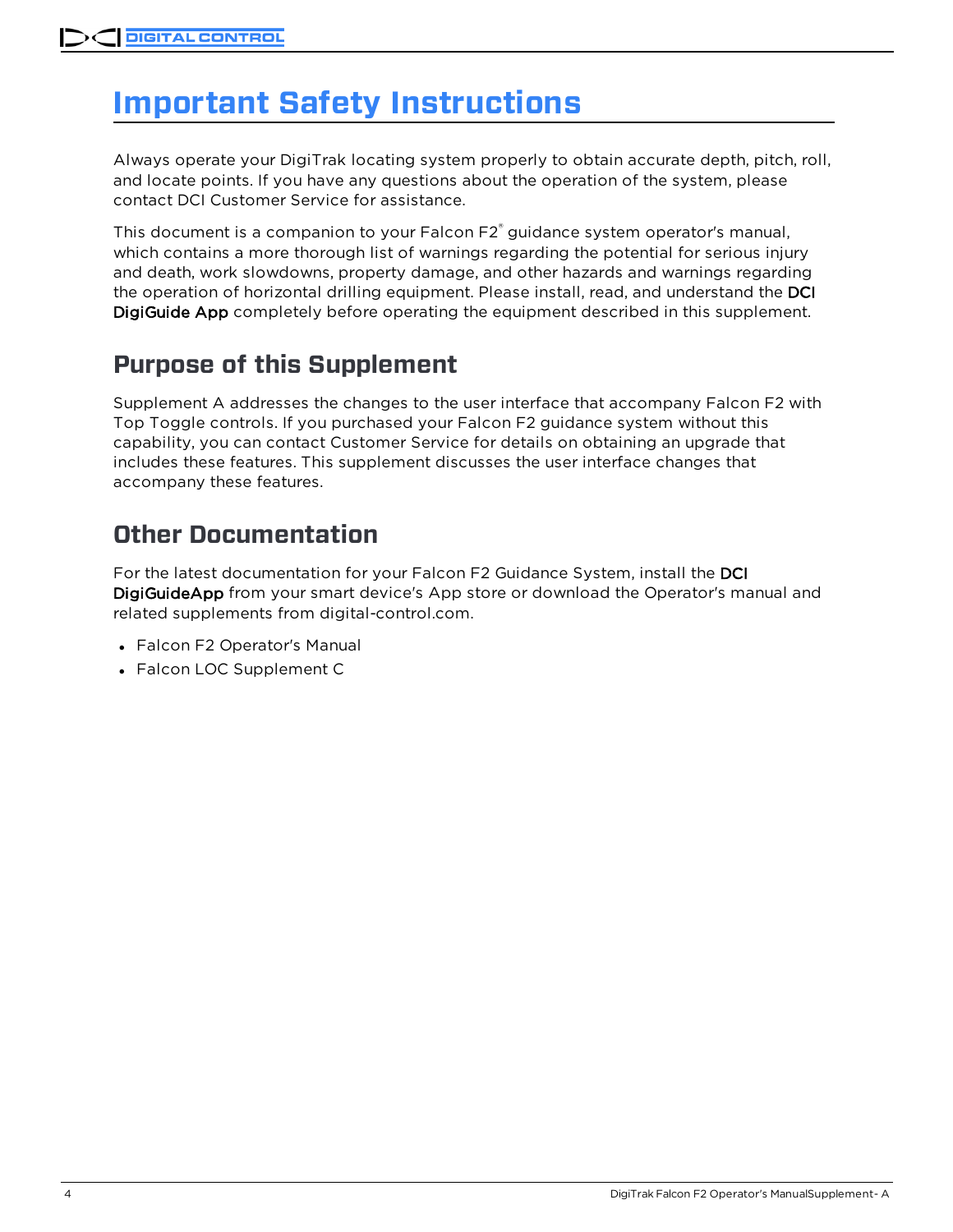# Important Safety Instructions

Always operate your DigiTrak locating system properly to obtain accurate depth, pitch, roll, and locate points. If you have any questions about the operation of the system, please contact DCI Customer Service for assistance.

This document is a companion to your Falcon F2® guidance system operator's manual, which contains a more thorough list of warnings regarding the potential for serious injury and death, work slowdowns, property damage, and other hazards and warnings regarding the operation of horizontal drilling equipment. Please install, read, and understand the DCI DigiGuide App completely before operating the equipment described in this supplement.

## Purpose of this Supplement

Supplement A addresses the changes to the user interface that accompany Falcon F2 with Top Toggle controls. If you purchased your Falcon F2 guidance system without this capability, you can contact Customer Service for details on obtaining an upgrade that includes these features. This supplement discusses the user interface changes that accompany these features.

## Other Documentation

For the latest documentation for your Falcon F2 Guidance System, install the DCI DigiGuideApp from your smart device's App store or download the Operator's manual and related supplements from digital-control.com.

- Falcon F2 Operator's Manual
- Falcon LOC Supplement C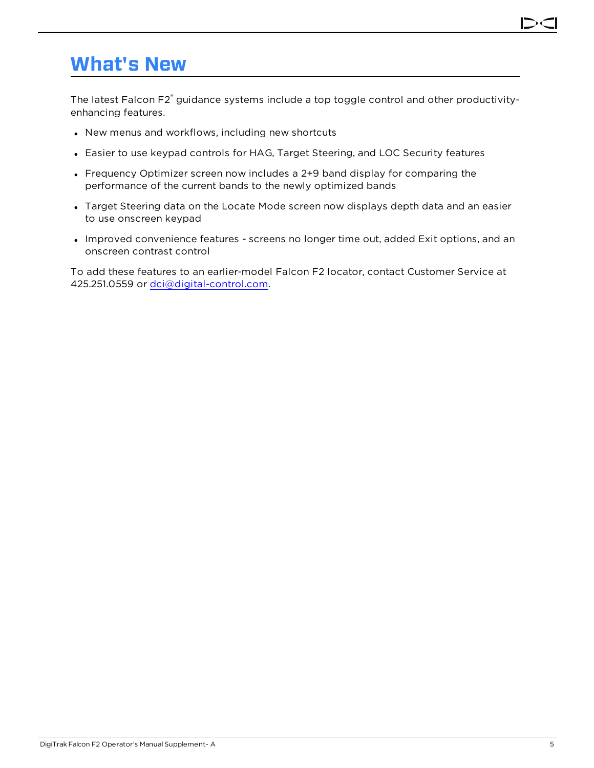# What's New

The latest Falcon F2® guidance systems include a top toggle control and other productivity-enhancing features.

- New menus and workflows, including new shortcuts
- Easier to use keypad controls for HAG, Target Steering, and LOC Security features
- Frequency Optimizer screen now includes a 2+9 band display for comparing the performance of the current bands to the newly optimized bands
- Target Steering data on the Locate Mode screen now displays depth data and an easier to use onscreen keypad
- Improved convenience features - screens no longer time out, added Exit options, and an onscreen contrast control

To add these features to an earlier-model Falcon F2 locator, contact Customer Service at 425.251.0559 or dci@digital-control.com.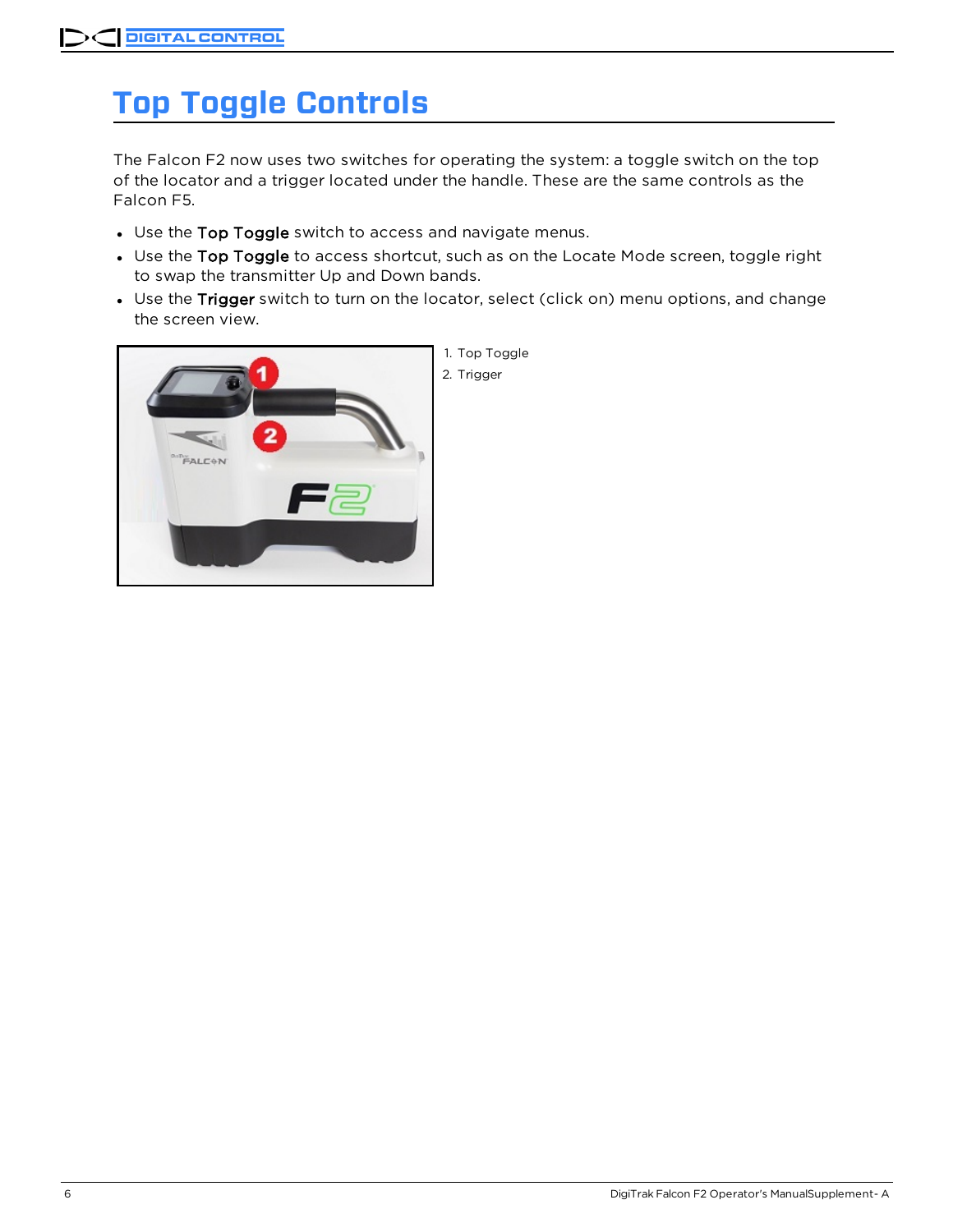# Top Toggle Controls

The Falcon F2 now uses two switches for operating the system: a toggle switch on the top of the locator and a trigger located under the handle. These are the same controls as the Falcon F5.

- Use the **Top Toggle** switch to access and navigate menus.
- Use the **Top Toggle** to access shortcut, such as on the Locate Mode screen, toggle right to swap the transmitter Up and Down bands.
- Use the **Trigger** switch to turn on the locator, select (click on) menu options, and change the screen view.

1. Top Toggle
2. Trigger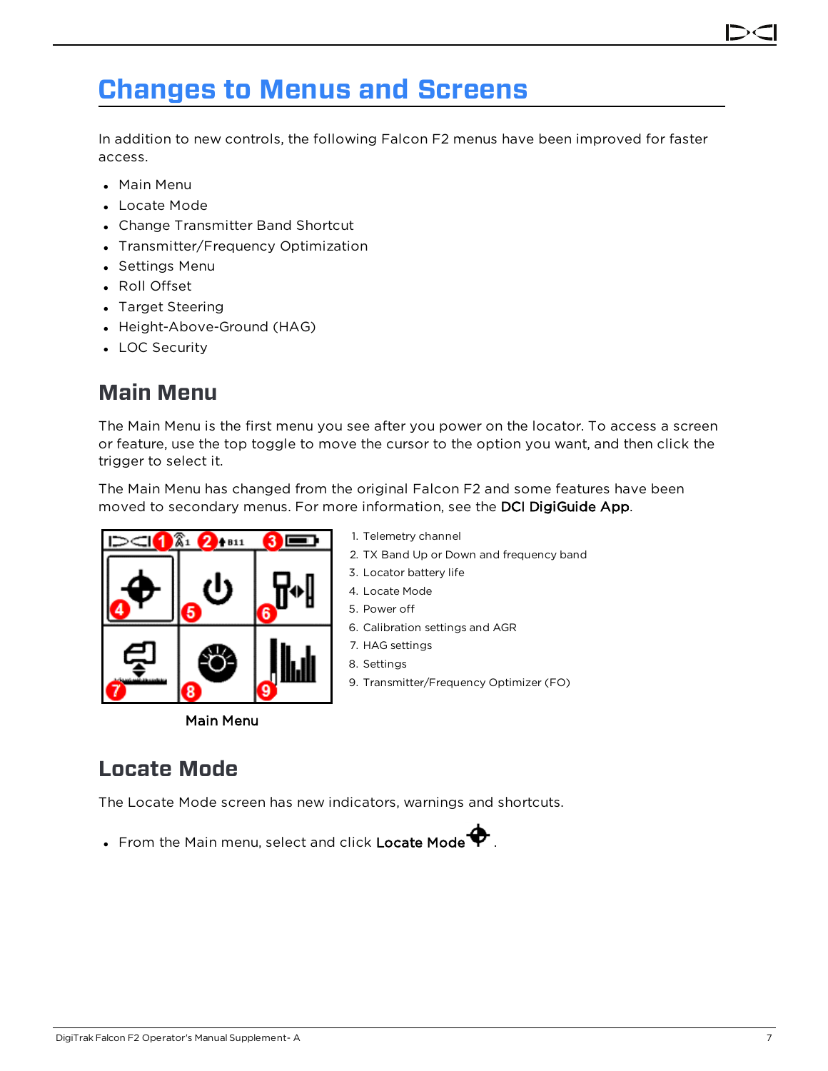# Changes to Menus and Screens

In addition to new controls, the following Falcon F2 menus have been improved for faster access.

- Main Menu
- Locate Mode
- Change Transmitter Band Shortcut
- Transmitter/Frequency Optimization
- Settings Menu
- Roll Offset
- Target Steering
- Height-Above-Ground (HAG)
- LOC Security

## Main Menu

The Main Menu is the first menu you see after you power on the locator. To access a screen or feature, use the top toggle to move the cursor to the option you want, and then click the trigger to select it.

The Main Menu has changed from the original Falcon F2 and some features have been moved to secondary menus. For more information, see the **DCI DigiGuide App**.

1. Telemetry channel
2. TX Band Up or Down and frequency band
3. Locator battery life
4. Locate Mode
5. Power off
6. Calibration settings and AGR
7. HAG settings
8. Settings
9. Transmitter/Frequency Optimizer (FO)

Main Menu

## Locate Mode

The Locate Mode screen has new indicators, warnings and shortcuts.

- From the Main menu, select and click **Locate Mode** .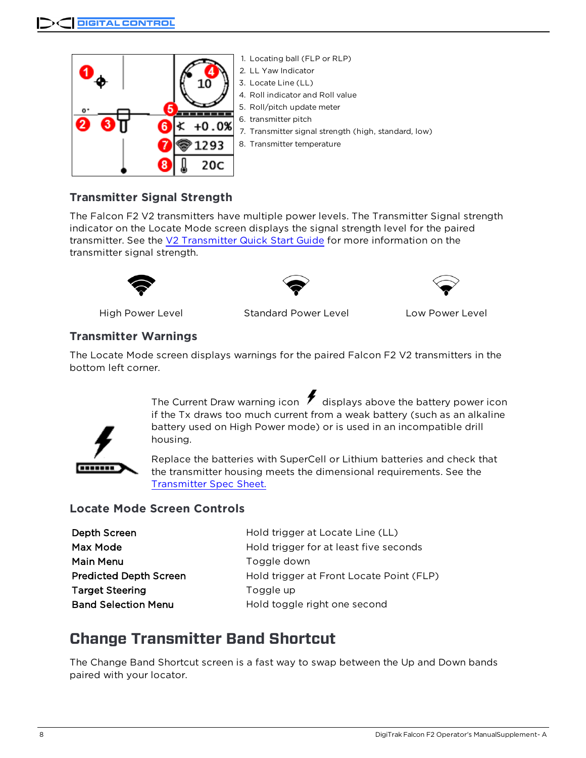1. Locating ball (FLP or RLP)
2. LL Yaw Indicator
3. Locate Line (LL)
4. Roll indicator and Roll value
5. Roll/pitch update meter
6. transmitter pitch
7. Transmitter signal strength (high, standard, low)
8. Transmitter temperature

### Transmitter Signal Strength

The Falcon F2 V2 transmitters have multiple power levels. The Transmitter Signal strength indicator on the Locate Mode screen displays the signal strength level for the paired transmitter. See the V2 Transmitter Quick Start Guide for more information on the transmitter signal strength.

High Power Level    Standard Power Level    Low Power Level

### Transmitter Warnings

The Locate Mode screen displays warnings for the paired Falcon F2 V2 transmitters in the bottom left corner.

The Current Draw warning icon displays above the battery power icon if the Tx draws too much current from a weak battery (such as an alkaline battery used on High Power mode) or is used in an incompatible drill housing.

Replace the batteries with SuperCell or Lithium batteries and check that the transmitter housing meets the dimensional requirements. See the Transmitter Spec Sheet.

### Locate Mode Screen Controls

| | |
|---|---|
| **Depth Screen** | Hold trigger at Locate Line (LL) |
| **Max Mode** | Hold trigger for at least five seconds |
| **Main Menu** | Toggle down |
| **Predicted Depth Screen** | Hold trigger at Front Locate Point (FLP) |
| **Target Steering** | Toggle up |
| **Band Selection Menu** | Hold toggle right one second |

## Change Transmitter Band Shortcut

The Change Band Shortcut screen is a fast way to swap between the Up and Down bands paired with your locator.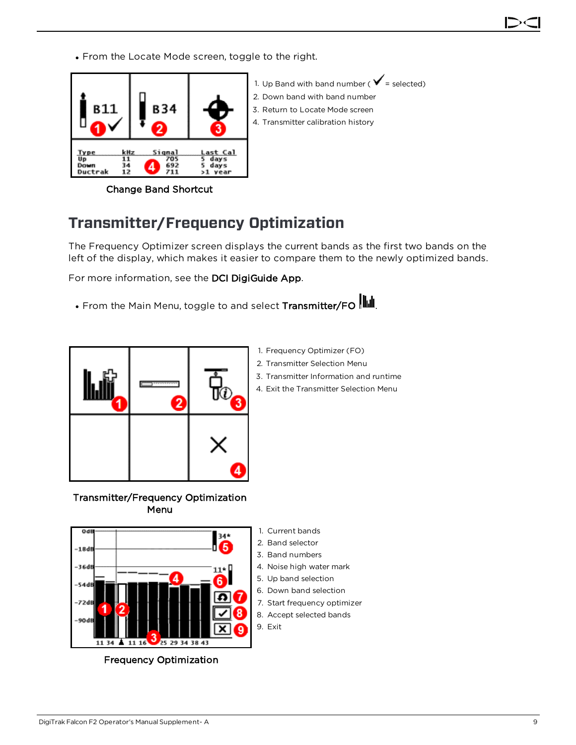- From the Locate Mode screen, toggle to the right.

1. Up Band with band number ( ✓ = selected)
2. Down band with band number
3. Return to Locate Mode screen
4. Transmitter calibration history

Change Band Shortcut

## Transmitter/Frequency Optimization

The Frequency Optimizer screen displays the current bands as the first two bands on the left of the display, which makes it easier to compare them to the newly optimized bands.

For more information, see the **DCI DigiGuide App**.

- From the Main Menu, toggle to and select **Transmitter/FO**.

1. Frequency Optimizer (FO)
2. Transmitter Selection Menu
3. Transmitter Information and runtime
4. Exit the Transmitter Selection Menu

Transmitter/Frequency Optimization Menu

1. Current bands
2. Band selector
3. Band numbers
4. Noise high water mark
5. Up band selection
6. Down band selection
7. Start frequency optimizer
8. Accept selected bands
9. Exit

Frequency Optimization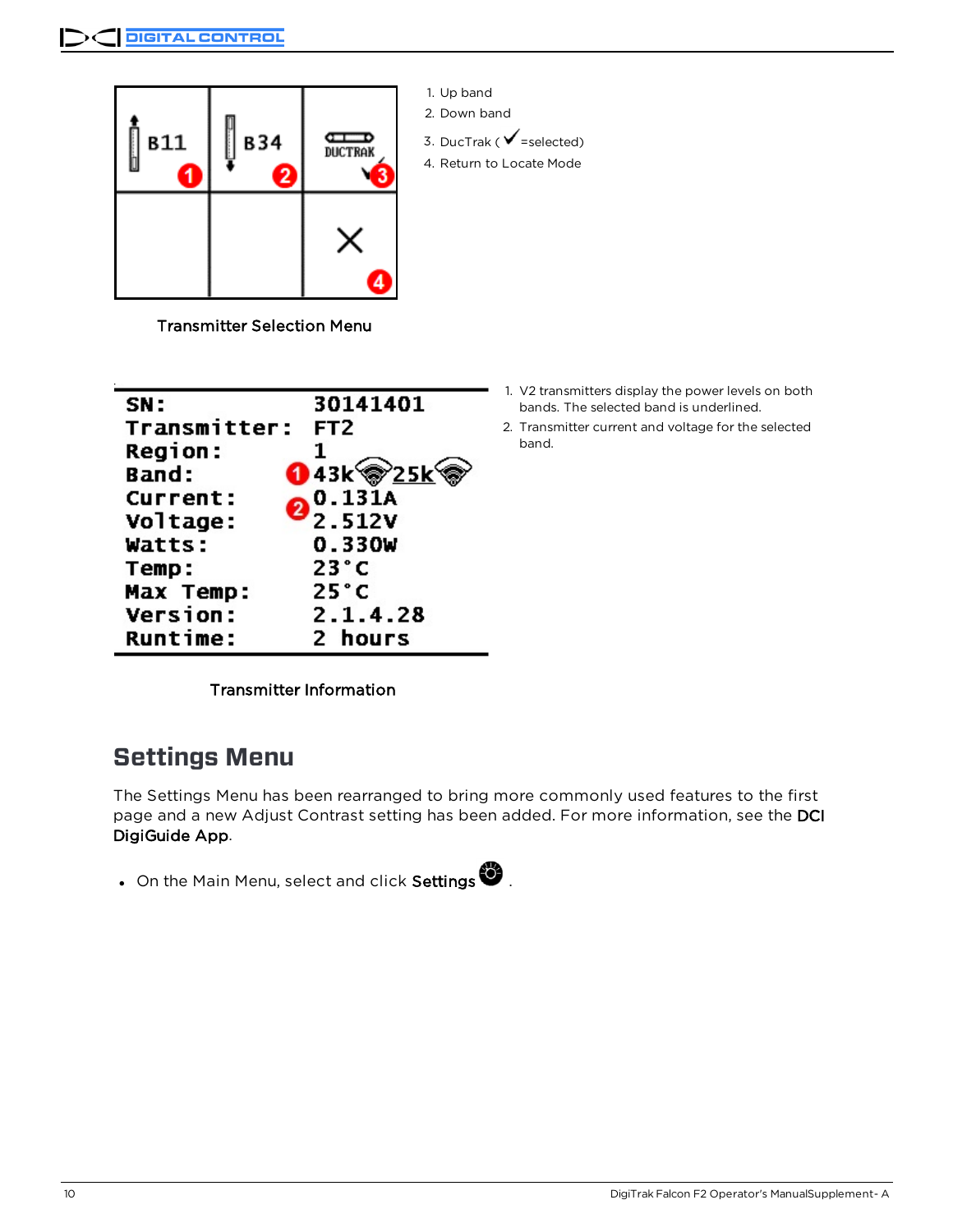| B11 ① | B34 ② | DUCTRAK ③ |
|---|---|---|
| | | X ④ |

1. Up band
2. Down band
3. DucTrak ( ✓ =selected)
4. Return to Locate Mode

Transmitter Selection Menu

| | |
|---|---|
| SN: | 30141401 |
| Transmitter: | FT2 |
| Region: | 1 |
| Band: | ① 43k 25k |
| Current: | ② 0.131A |
| Voltage: | 2.512V |
| Watts: | 0.330W |
| Temp: | 23°C |
| Max Temp: | 25°C |
| Version: | 2.1.4.28 |
| Runtime: | 2 hours |

1. V2 transmitters display the power levels on both bands. The selected band is underlined.
2. Transmitter current and voltage for the selected band.

Transmitter Information

## Settings Menu

The Settings Menu has been rearranged to bring more commonly used features to the first page and a new Adjust Contrast setting has been added. For more information, see the DCI DigiGuide App.

- On the Main Menu, select and click **Settings** .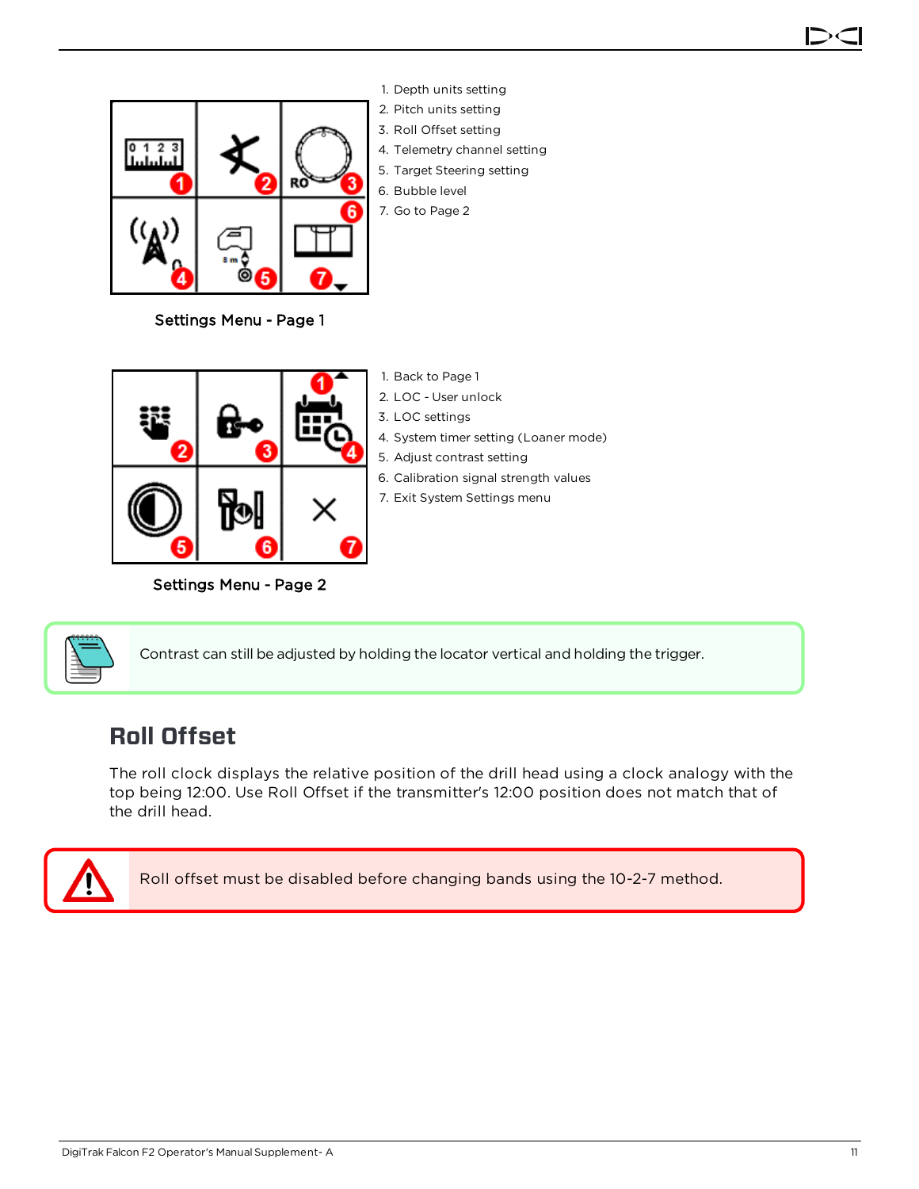1. Depth units setting
2. Pitch units setting
3. Roll Offset setting
4. Telemetry channel setting
5. Target Steering setting
6. Bubble level
7. Go to Page 2

Settings Menu - Page 1

1. Back to Page 1
2. LOC - User unlock
3. LOC settings
4. System timer setting (Loaner mode)
5. Adjust contrast setting
6. Calibration signal strength values
7. Exit System Settings menu

Settings Menu - Page 2

Contrast can still be adjusted by holding the locator vertical and holding the trigger.

## Roll Offset

The roll clock displays the relative position of the drill head using a clock analogy with the top being 12:00. Use Roll Offset if the transmitter's 12:00 position does not match that of the drill head.

Roll offset must be disabled before changing bands using the 10-2-7 method.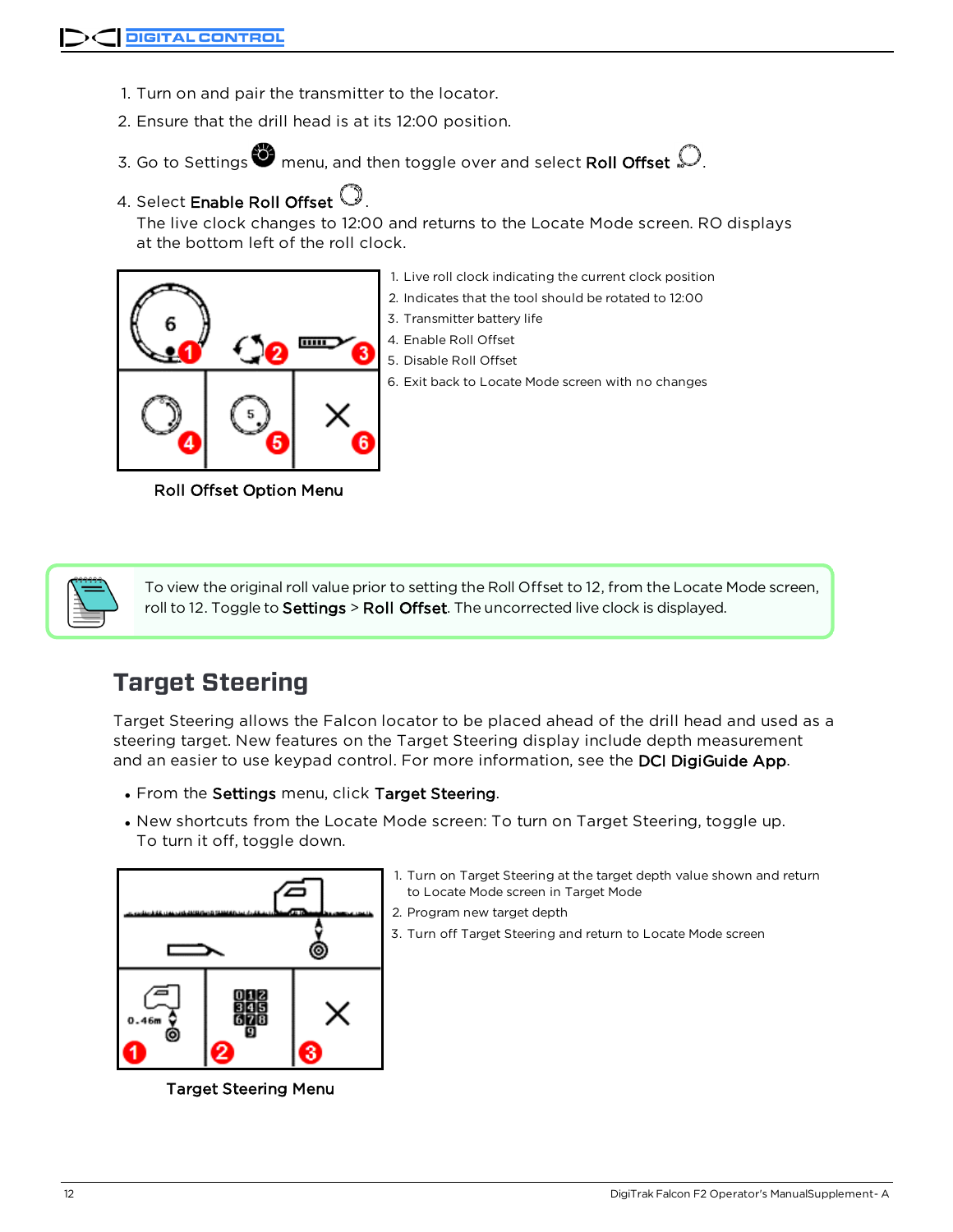1. Turn on and pair the transmitter to the locator.
2. Ensure that the drill head is at its 12:00 position.
3. Go to Settings menu, and then toggle over and select **Roll Offset**.
4. Select **Enable Roll Offset**.
   The live clock changes to 12:00 and returns to the Locate Mode screen. RO displays at the bottom left of the roll clock.

1. Live roll clock indicating the current clock position
2. Indicates that the tool should be rotated to 12:00
3. Transmitter battery life
4. Enable Roll Offset
5. Disable Roll Offset
6. Exit back to Locate Mode screen with no changes

**Roll Offset Option Menu**

To view the original roll value prior to setting the Roll Offset to 12, from the Locate Mode screen, roll to 12. Toggle to **Settings** > **Roll Offset**. The uncorrected live clock is displayed.

## Target Steering

Target Steering allows the Falcon locator to be placed ahead of the drill head and used as a steering target. New features on the Target Steering display include depth measurement and an easier to use keypad control. For more information, see the **DCI DigiGuide App**.

- From the **Settings** menu, click **Target Steering**.
- New shortcuts from the Locate Mode screen: To turn on Target Steering, toggle up. To turn it off, toggle down.

1. Turn on Target Steering at the target depth value shown and return to Locate Mode screen in Target Mode
2. Program new target depth
3. Turn off Target Steering and return to Locate Mode screen

**Target Steering Menu**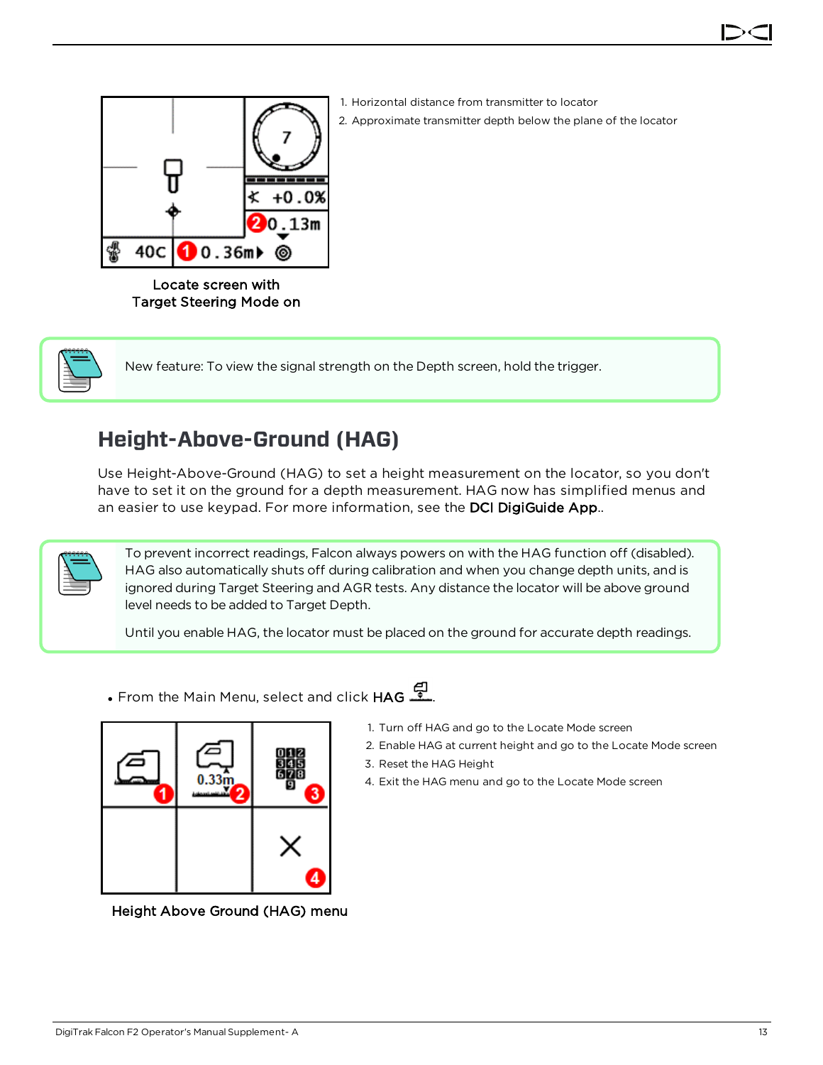1. Horizontal distance from transmitter to locator
2. Approximate transmitter depth below the plane of the locator

Locate screen with Target Steering Mode on

New feature: To view the signal strength on the Depth screen, hold the trigger.

## Height-Above-Ground (HAG)

Use Height-Above-Ground (HAG) to set a height measurement on the locator, so you don't have to set it on the ground for a depth measurement. HAG now has simplified menus and an easier to use keypad. For more information, see the **DCI DigiGuide App**..

To prevent incorrect readings, Falcon always powers on with the HAG function off (disabled). HAG also automatically shuts off during calibration and when you change depth units, and is ignored during Target Steering and AGR tests. Any distance the locator will be above ground level needs to be added to Target Depth.

Until you enable HAG, the locator must be placed on the ground for accurate depth readings.

- From the Main Menu, select and click **HAG**.

1. Turn off HAG and go to the Locate Mode screen
2. Enable HAG at current height and go to the Locate Mode screen
3. Reset the HAG Height
4. Exit the HAG menu and go to the Locate Mode screen

Height Above Ground (HAG) menu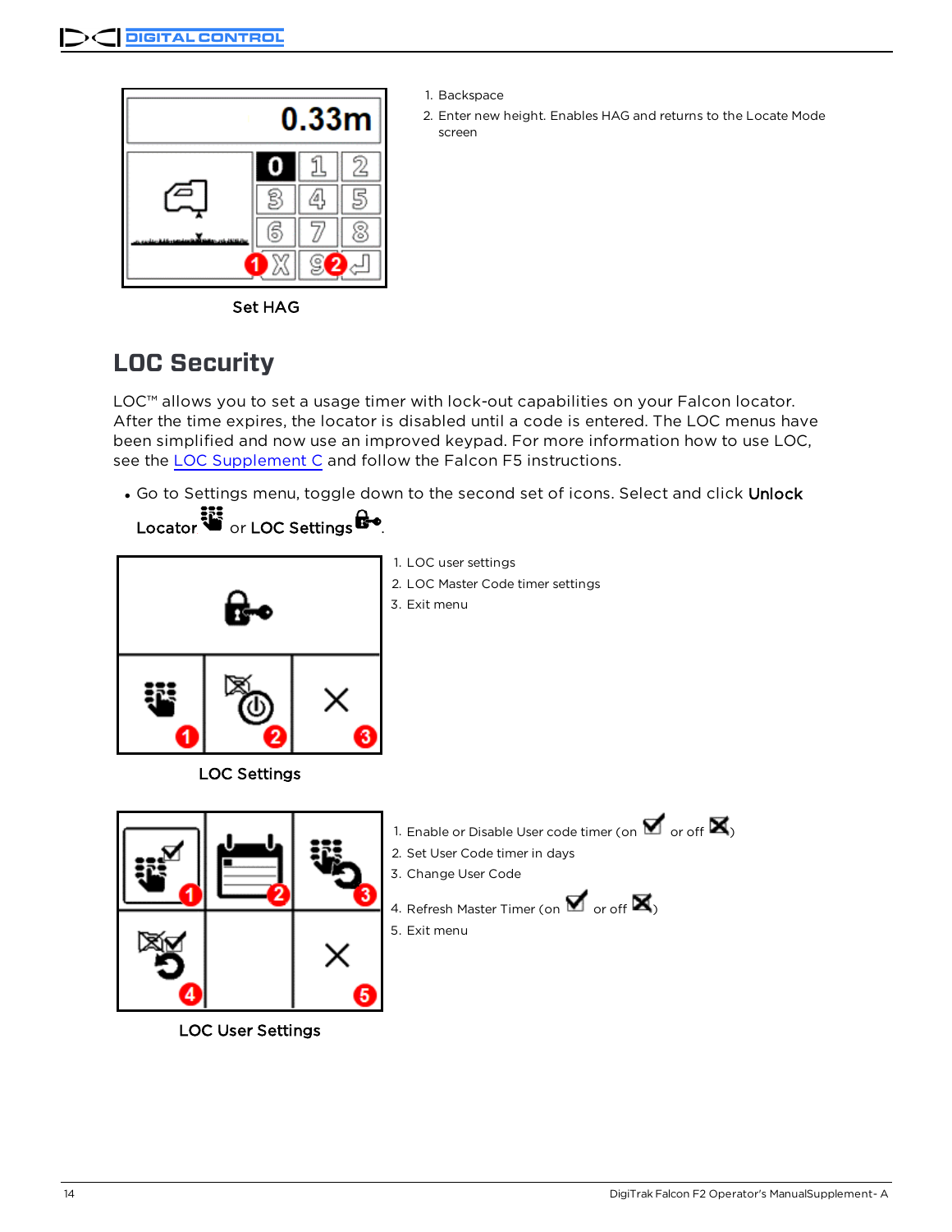1. Backspace
2. Enter new height. Enables HAG and returns to the Locate Mode screen

Set HAG

## LOC Security

LOC™ allows you to set a usage timer with lock-out capabilities on your Falcon locator. After the time expires, the locator is disabled until a code is entered. The LOC menus have been simplified and now use an improved keypad. For more information how to use LOC, see the LOC Supplement C and follow the Falcon F5 instructions.

- Go to Settings menu, toggle down to the second set of icons. Select and click **Unlock Locator** or **LOC Settings**.

1. LOC user settings
2. LOC Master Code timer settings
3. Exit menu

LOC Settings

1. Enable or Disable User code timer (on or off )
2. Set User Code timer in days
3. Change User Code
4. Refresh Master Timer (on or off )
5. Exit menu

LOC User Settings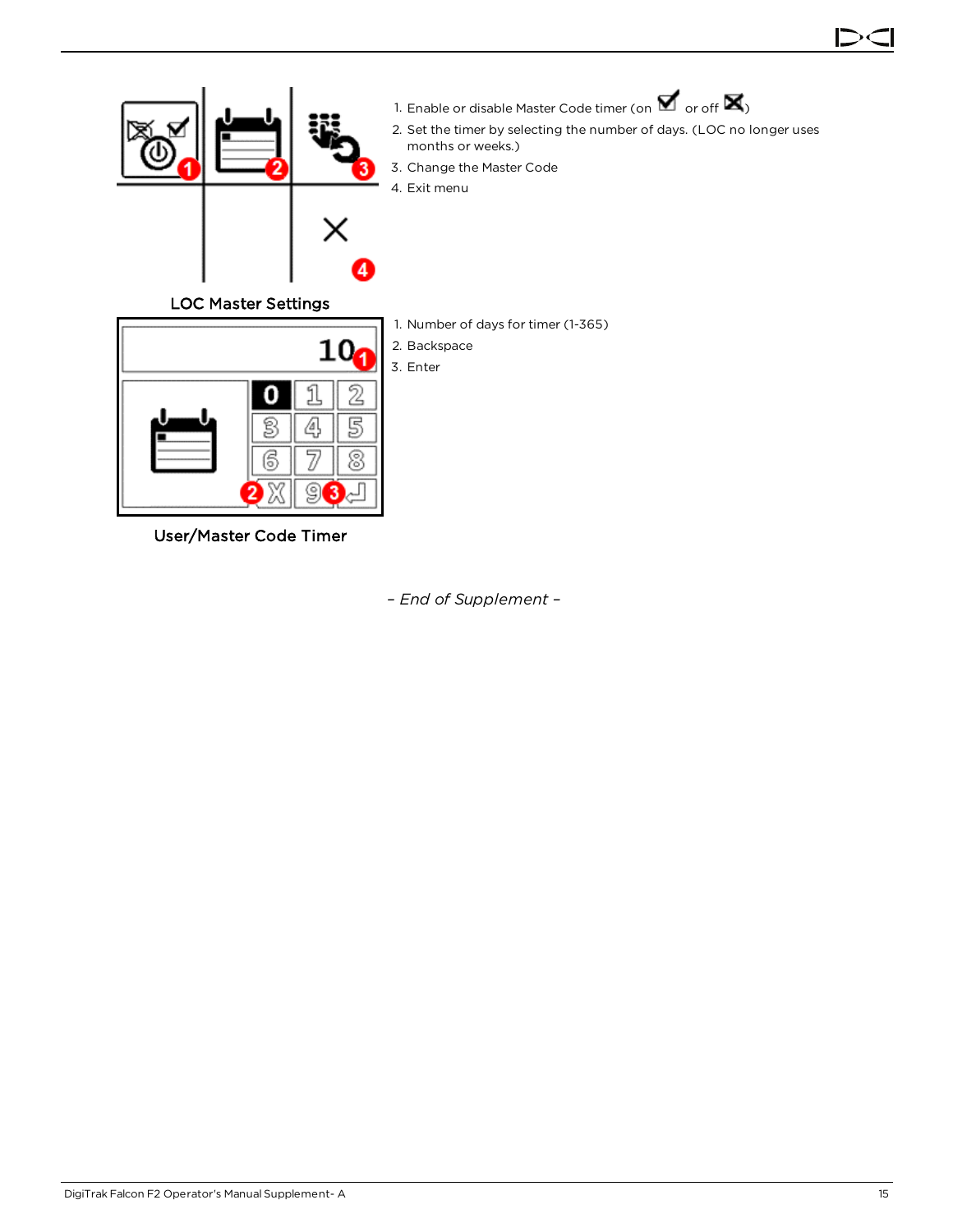1. Enable or disable Master Code timer (on ☑ or off ☒)
2. Set the timer by selecting the number of days. (LOC no longer uses months or weeks.)
3. Change the Master Code
4. Exit menu

LOC Master Settings

1. Number of days for timer (1-365)
2. Backspace
3. Enter

User/Master Code Timer

*– End of Supplement –*